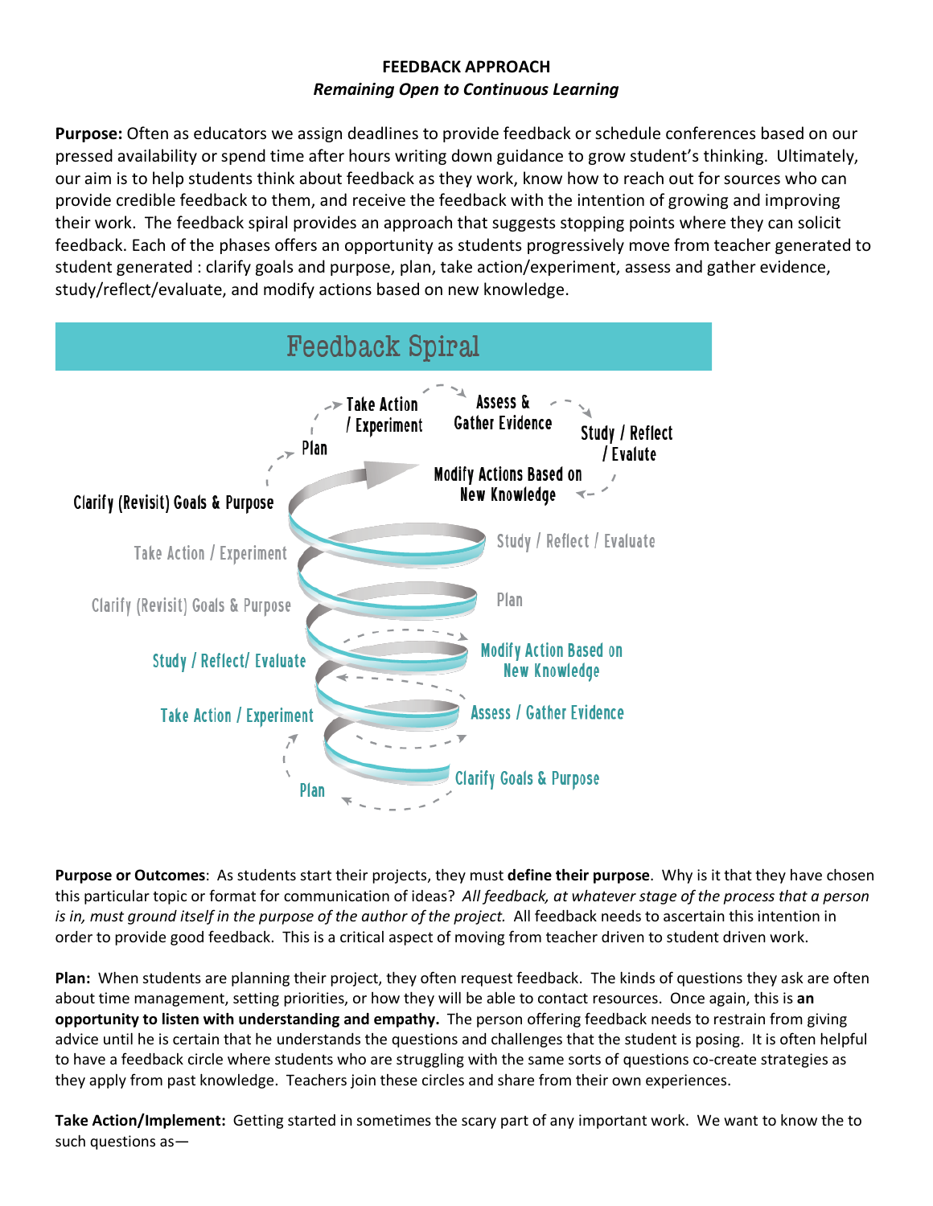**FEEDBACK APPROACH**

***Remaining Open to Continuous Learning***

**Purpose:** Often as educators we assign deadlines to provide feedback or schedule conferences based on our pressed availability or spend time after hours writing down guidance to grow student's thinking. Ultimately, our aim is to help students think about feedback as they work, know how to reach out for sources who can provide credible feedback to them, and receive the feedback with the intention of growing and improving their work. The feedback spiral provides an approach that suggests stopping points where they can solicit feedback. Each of the phases offers an opportunity as students progressively move from teacher generated to student generated : clarify goals and purpose, plan, take action/experiment, assess and gather evidence, study/reflect/evaluate, and modify actions based on new knowledge.

Feedback Spiral

Clarify Goals & Purpose → Plan → Take Action / Experiment → Assess / Gather Evidence → Study / Reflect/ Evaluate → Modify Action Based on New Knowledge → Clarify (Revisit) Goals & Purpose → Plan → Take Action / Experiment → Study / Reflect / Evaluate → Clarify (Revisit) Goals & Purpose → Plan → Take Action / Experiment → Assess & Gather Evidence → Study / Reflect / Evalute → Modify Actions Based on New Knowledge

**Purpose or Outcomes**: As students start their projects, they must **define their purpose**. Why is it that they have chosen this particular topic or format for communication of ideas? *All feedback, at whatever stage of the process that a person is in, must ground itself in the purpose of the author of the project.* All feedback needs to ascertain this intention in order to provide good feedback. This is a critical aspect of moving from teacher driven to student driven work.

**Plan:** When students are planning their project, they often request feedback. The kinds of questions they ask are often about time management, setting priorities, or how they will be able to contact resources. Once again, this is **an opportunity to listen with understanding and empathy.** The person offering feedback needs to restrain from giving advice until he is certain that he understands the questions and challenges that the student is posing. It is often helpful to have a feedback circle where students who are struggling with the same sorts of questions co-create strategies as they apply from past knowledge. Teachers join these circles and share from their own experiences.

**Take Action/Implement:** Getting started in sometimes the scary part of any important work. We want to know the to such questions as—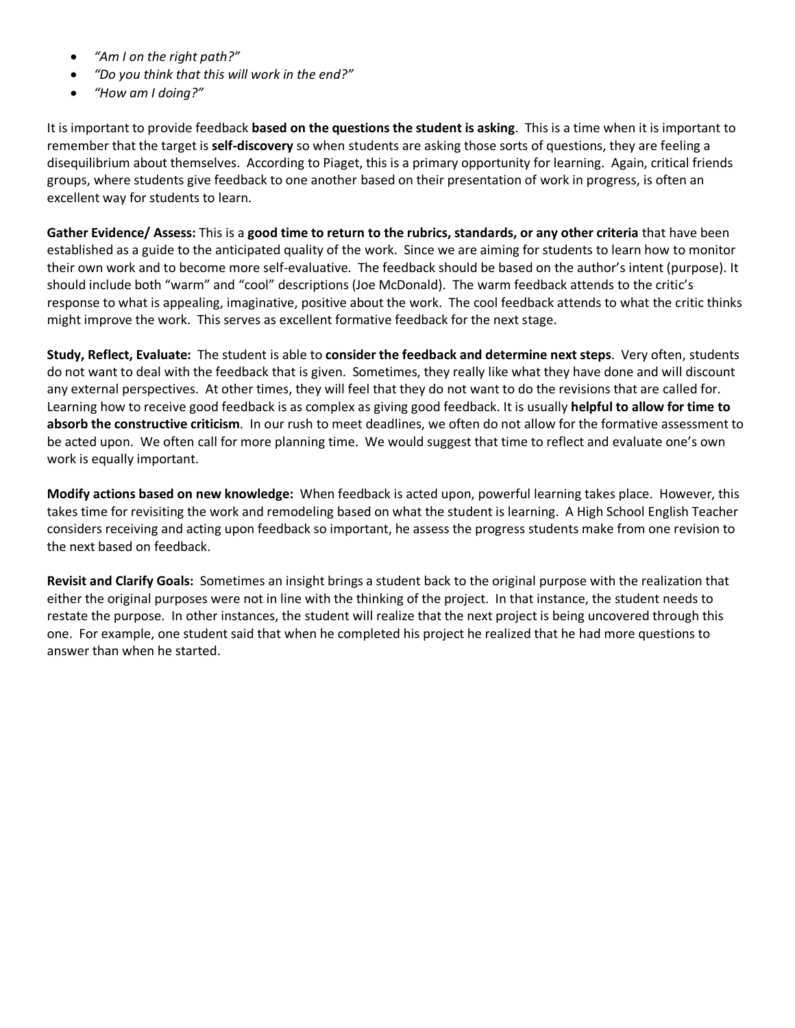- *"Am I on the right path?"*
- *"Do you think that this will work in the end?"*
- *"How am I doing?"*

It is important to provide feedback **based on the questions the student is asking**. This is a time when it is important to remember that the target is **self-discovery** so when students are asking those sorts of questions, they are feeling a disequilibrium about themselves. According to Piaget, this is a primary opportunity for learning. Again, critical friends groups, where students give feedback to one another based on their presentation of work in progress, is often an excellent way for students to learn.

**Gather Evidence/ Assess:** This is a **good time to return to the rubrics, standards, or any other criteria** that have been established as a guide to the anticipated quality of the work. Since we are aiming for students to learn how to monitor their own work and to become more self-evaluative. The feedback should be based on the author's intent (purpose). It should include both "warm" and "cool" descriptions (Joe McDonald). The warm feedback attends to the critic's response to what is appealing, imaginative, positive about the work. The cool feedback attends to what the critic thinks might improve the work. This serves as excellent formative feedback for the next stage.

**Study, Reflect, Evaluate:** The student is able to **consider the feedback and determine next steps**. Very often, students do not want to deal with the feedback that is given. Sometimes, they really like what they have done and will discount any external perspectives. At other times, they will feel that they do not want to do the revisions that are called for. Learning how to receive good feedback is as complex as giving good feedback. It is usually **helpful to allow for time to absorb the constructive criticism**. In our rush to meet deadlines, we often do not allow for the formative assessment to be acted upon. We often call for more planning time. We would suggest that time to reflect and evaluate one's own work is equally important.

**Modify actions based on new knowledge:** When feedback is acted upon, powerful learning takes place. However, this takes time for revisiting the work and remodeling based on what the student is learning. A High School English Teacher considers receiving and acting upon feedback so important, he assess the progress students make from one revision to the next based on feedback.

**Revisit and Clarify Goals:** Sometimes an insight brings a student back to the original purpose with the realization that either the original purposes were not in line with the thinking of the project. In that instance, the student needs to restate the purpose. In other instances, the student will realize that the next project is being uncovered through this one. For example, one student said that when he completed his project he realized that he had more questions to answer than when he started.